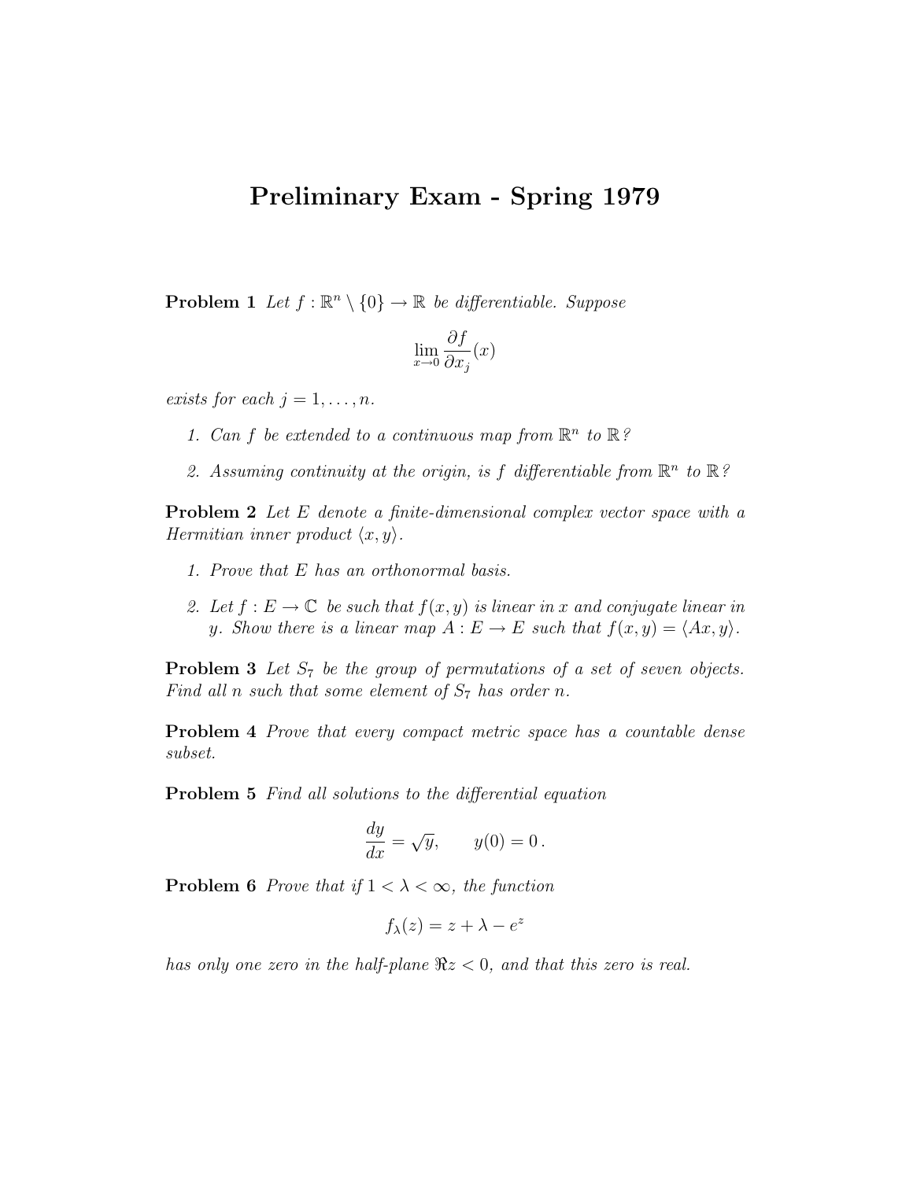# Preliminary Exam - Spring 1979

**Problem 1** *Let $f : \mathbb{R}^n \setminus \{0\} \to \mathbb{R}$ be differentiable. Suppose*

$$\lim_{x \to 0} \frac{\partial f}{\partial x_j}(x)$$

*exists for each $j = 1, \ldots, n$.*

1. *Can $f$ be extended to a continuous map from $\mathbb{R}^n$ to $\mathbb{R}$?*
2. *Assuming continuity at the origin, is $f$ differentiable from $\mathbb{R}^n$ to $\mathbb{R}$?*

**Problem 2** *Let $E$ denote a finite-dimensional complex vector space with a Hermitian inner product $\langle x, y \rangle$.*

1. *Prove that $E$ has an orthonormal basis.*
2. *Let $f : E \to \mathbb{C}$ be such that $f(x, y)$ is linear in $x$ and conjugate linear in $y$. Show there is a linear map $A : E \to E$ such that $f(x, y) = \langle Ax, y \rangle$.*

**Problem 3** *Let $S_7$ be the group of permutations of a set of seven objects. Find all $n$ such that some element of $S_7$ has order $n$.*

**Problem 4** *Prove that every compact metric space has a countable dense subset.*

**Problem 5** *Find all solutions to the differential equation*

$$\frac{dy}{dx} = \sqrt{y}, \qquad y(0) = 0\,.$$

**Problem 6** *Prove that if $1 < \lambda < \infty$, the function*

$$f_\lambda(z) = z + \lambda - e^z$$

*has only one zero in the half-plane $\Re z < 0$, and that this zero is real.*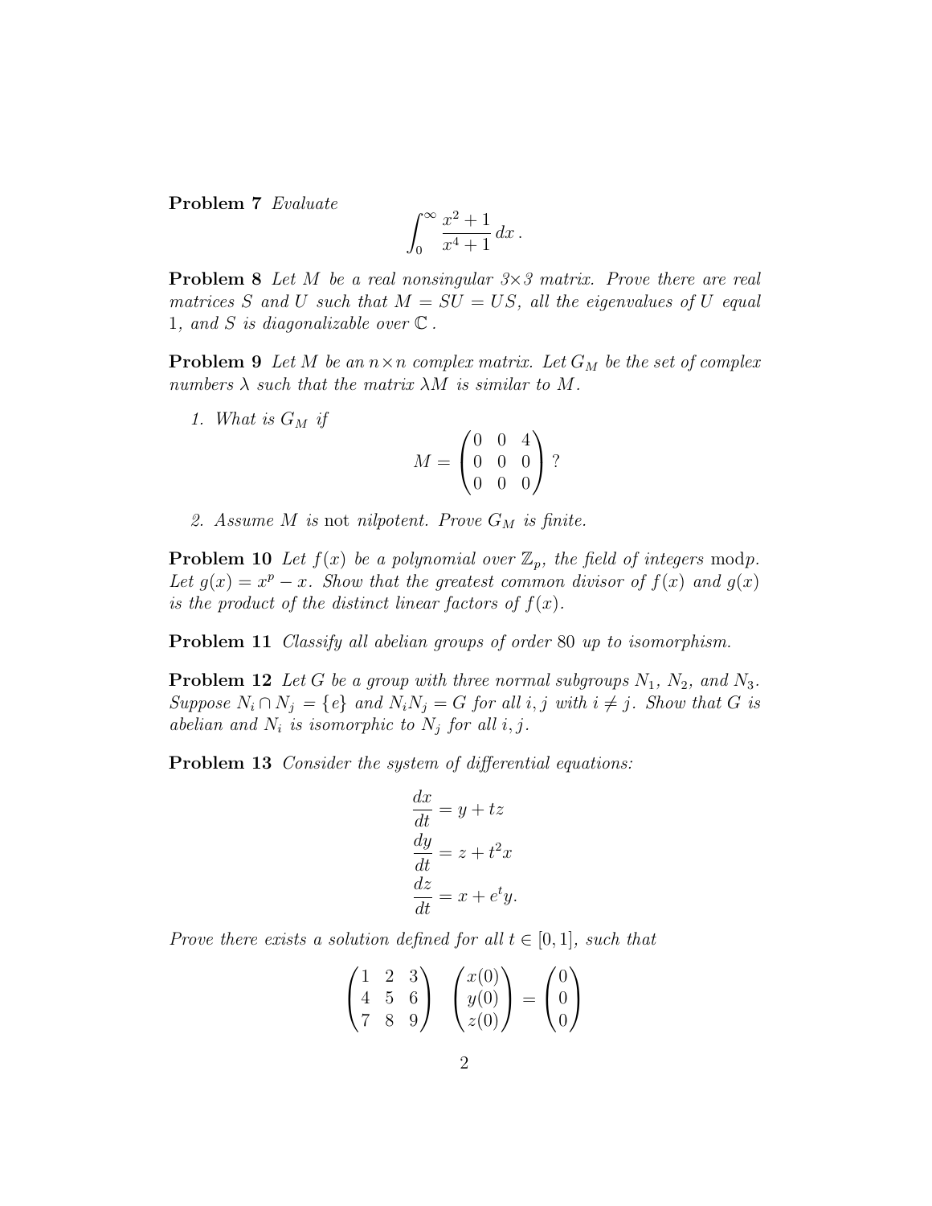**Problem 7** *Evaluate*

$$\int_0^\infty \frac{x^2+1}{x^4+1}\,dx\,.$$

**Problem 8** *Let $M$ be a real nonsingular $3\times 3$ matrix. Prove there are real matrices $S$ and $U$ such that $M = SU = US$, all the eigenvalues of $U$ equal 1, and $S$ is diagonalizable over $\mathbb{C}$.*

**Problem 9** *Let $M$ be an $n\times n$ complex matrix. Let $G_M$ be the set of complex numbers $\lambda$ such that the matrix $\lambda M$ is similar to $M$.*

1. *What is $G_M$ if*

$$M = \begin{pmatrix} 0 & 0 & 4 \\ 0 & 0 & 0 \\ 0 & 0 & 0 \end{pmatrix}\,?$$

2. *Assume $M$ is* not *nilpotent. Prove $G_M$ is finite.*

**Problem 10** *Let $f(x)$ be a polynomial over $\mathbb{Z}_p$, the field of integers* mod$p$. *Let $g(x) = x^p - x$. Show that the greatest common divisor of $f(x)$ and $g(x)$ is the product of the distinct linear factors of $f(x)$.*

**Problem 11** *Classify all abelian groups of order 80 up to isomorphism.*

**Problem 12** *Let $G$ be a group with three normal subgroups $N_1$, $N_2$, and $N_3$. Suppose $N_i \cap N_j = \{e\}$ and $N_iN_j = G$ for all $i, j$ with $i \neq j$. Show that $G$ is abelian and $N_i$ is isomorphic to $N_j$ for all $i, j$.*

**Problem 13** *Consider the system of differential equations:*

$$\frac{dx}{dt} = y + tz$$
$$\frac{dy}{dt} = z + t^2x$$
$$\frac{dz}{dt} = x + e^t y.$$

*Prove there exists a solution defined for all $t \in [0,1]$, such that*

$$\begin{pmatrix} 1 & 2 & 3 \\ 4 & 5 & 6 \\ 7 & 8 & 9 \end{pmatrix} \begin{pmatrix} x(0) \\ y(0) \\ z(0) \end{pmatrix} = \begin{pmatrix} 0 \\ 0 \\ 0 \end{pmatrix}$$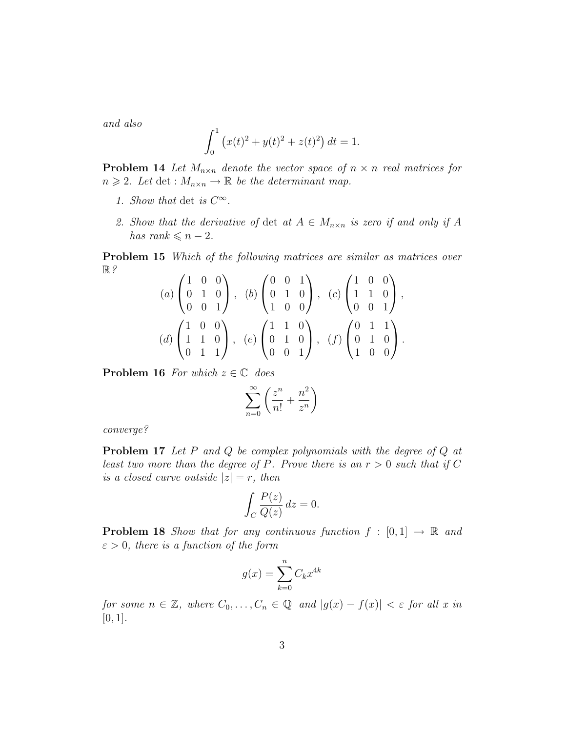*and also*

$$\int_0^1 \left(x(t)^2 + y(t)^2 + z(t)^2\right) dt = 1.$$

**Problem 14** *Let $M_{n\times n}$ denote the vector space of $n \times n$ real matrices for $n \geqslant 2$. Let $\det : M_{n\times n} \to \mathbb{R}$ be the determinant map.*

1. *Show that* $\det$ *is* $C^\infty$.
2. *Show that the derivative of* $\det$ *at $A \in M_{n\times n}$ is zero if and only if $A$ has rank $\leqslant n-2$.*

**Problem 15** *Which of the following matrices are similar as matrices over $\mathbb{R}$?*

$$(a)\begin{pmatrix} 1 & 0 & 0 \\ 0 & 1 & 0 \\ 0 & 0 & 1 \end{pmatrix},\quad (b)\begin{pmatrix} 0 & 0 & 1 \\ 0 & 1 & 0 \\ 1 & 0 & 0 \end{pmatrix},\quad (c)\begin{pmatrix} 1 & 0 & 0 \\ 1 & 1 & 0 \\ 0 & 0 & 1 \end{pmatrix},$$

$$(d)\begin{pmatrix} 1 & 0 & 0 \\ 1 & 1 & 0 \\ 0 & 1 & 1 \end{pmatrix},\quad (e)\begin{pmatrix} 1 & 1 & 0 \\ 0 & 1 & 0 \\ 0 & 0 & 1 \end{pmatrix},\quad (f)\begin{pmatrix} 0 & 1 & 1 \\ 0 & 1 & 0 \\ 1 & 0 & 0 \end{pmatrix}.$$

**Problem 16** *For which $z \in \mathbb{C}$ does*

$$\sum_{n=0}^{\infty} \left( \frac{z^n}{n!} + \frac{n^2}{z^n} \right)$$

*converge?*

**Problem 17** *Let $P$ and $Q$ be complex polynomials with the degree of $Q$ at least two more than the degree of $P$. Prove there is an $r > 0$ such that if $C$ is a closed curve outside $|z| = r$, then*

$$\int_C \frac{P(z)}{Q(z)}\, dz = 0.$$

**Problem 18** *Show that for any continuous function $f : [0,1] \to \mathbb{R}$ and $\varepsilon > 0$, there is a function of the form*

$$g(x) = \sum_{k=0}^{n} C_k x^{4k}$$

*for some $n \in \mathbb{Z}$, where $C_0, \ldots, C_n \in \mathbb{Q}$ and $|g(x) - f(x)| < \varepsilon$ for all $x$ in $[0,1]$.*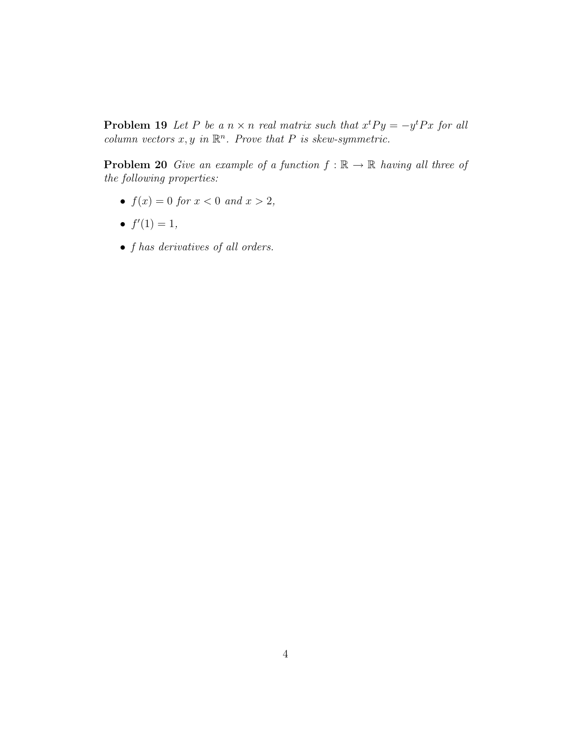**Problem 19** *Let $P$ be a $n \times n$ real matrix such that $x^t P y = -y^t P x$ for all column vectors $x, y$ in $\mathbb{R}^n$. Prove that $P$ is skew-symmetric.*

**Problem 20** *Give an example of a function $f : \mathbb{R} \to \mathbb{R}$ having all three of the following properties:*

- *$f(x) = 0$ for $x < 0$ and $x > 2$,*
- *$f'(1) = 1$,*
- *$f$ has derivatives of all orders.*